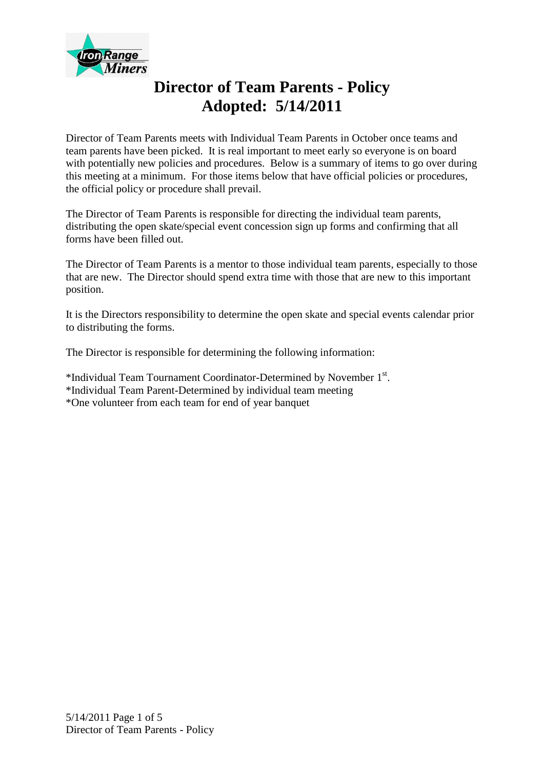# Director of Team Parents - Policy
# Adopted: 5/14/2011

Director of Team Parents meets with Individual Team Parents in October once teams and team parents have been picked. It is real important to meet early so everyone is on board with potentially new policies and procedures. Below is a summary of items to go over during this meeting at a minimum. For those items below that have official policies or procedures, the official policy or procedure shall prevail.

The Director of Team Parents is responsible for directing the individual team parents, distributing the open skate/special event concession sign up forms and confirming that all forms have been filled out.

The Director of Team Parents is a mentor to those individual team parents, especially to those that are new. The Director should spend extra time with those that are new to this important position.

It is the Directors responsibility to determine the open skate and special events calendar prior to distributing the forms.

The Director is responsible for determining the following information:

*Individual Team Tournament Coordinator-Determined by November 1st.
*Individual Team Parent-Determined by individual team meeting
*One volunteer from each team for end of year banquet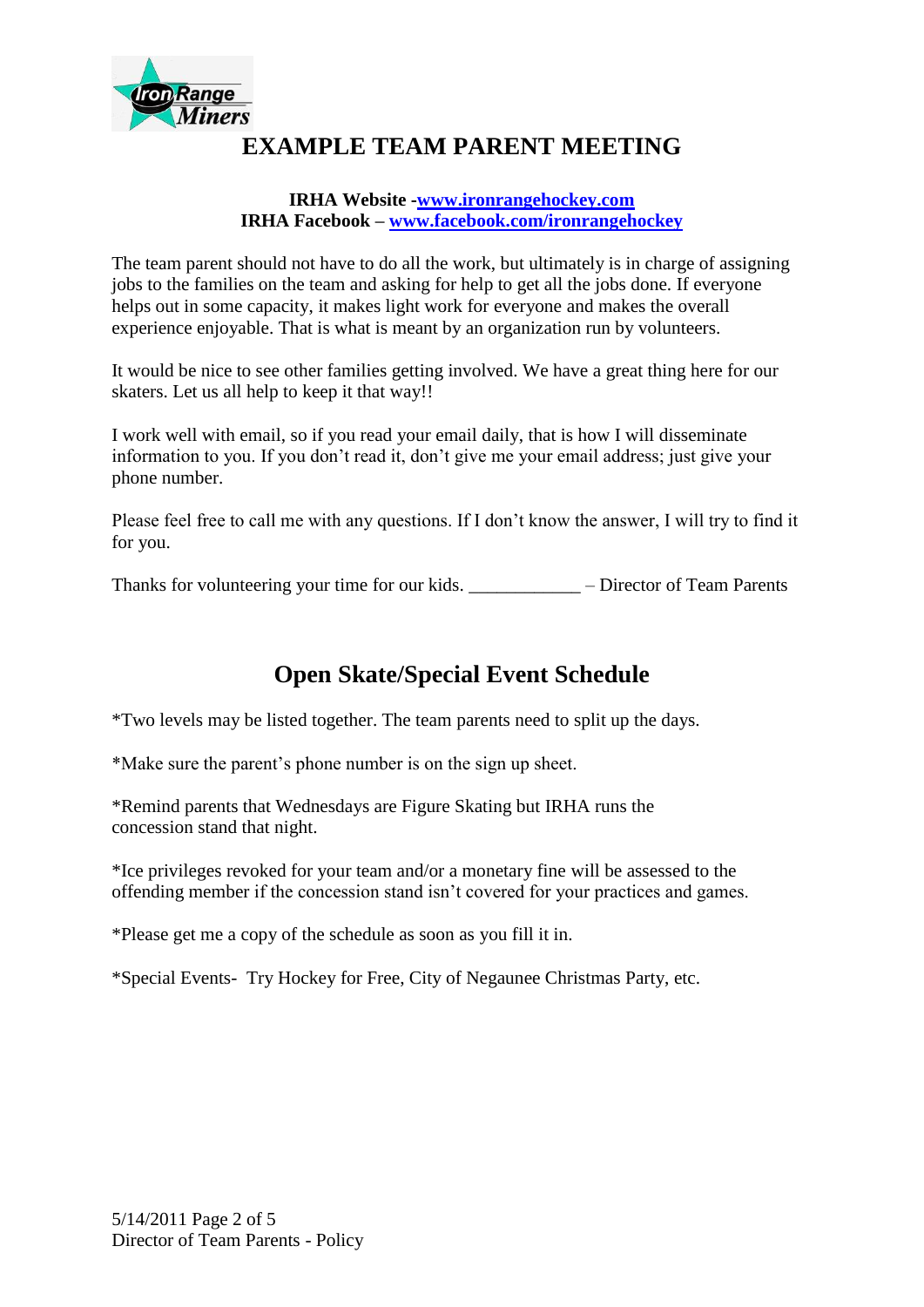# EXAMPLE TEAM PARENT MEETING

**IRHA Website -[www.ironrangehockey.com](http://www.ironrangehockey.com)**
**IRHA Facebook – [www.facebook.com/ironrangehockey](http://www.facebook.com/ironrangehockey)**

The team parent should not have to do all the work, but ultimately is in charge of assigning jobs to the families on the team and asking for help to get all the jobs done. If everyone helps out in some capacity, it makes light work for everyone and makes the overall experience enjoyable. That is what is meant by an organization run by volunteers.

It would be nice to see other families getting involved. We have a great thing here for our skaters. Let us all help to keep it that way!!

I work well with email, so if you read your email daily, that is how I will disseminate information to you. If you don't read it, don't give me your email address; just give your phone number.

Please feel free to call me with any questions. If I don't know the answer, I will try to find it for you.

Thanks for volunteering your time for our kids. ____________ – Director of Team Parents

## Open Skate/Special Event Schedule

*Two levels may be listed together. The team parents need to split up the days.

*Make sure the parent's phone number is on the sign up sheet.

*Remind parents that Wednesdays are Figure Skating but IRHA runs the concession stand that night.

*Ice privileges revoked for your team and/or a monetary fine will be assessed to the offending member if the concession stand isn't covered for your practices and games.

*Please get me a copy of the schedule as soon as you fill it in.

*Special Events- Try Hockey for Free, City of Negaunee Christmas Party, etc.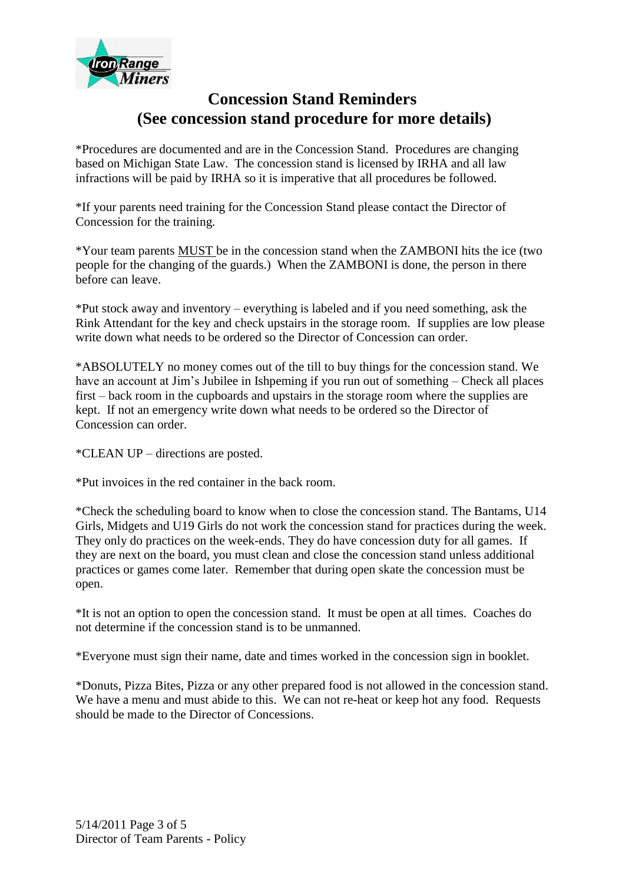# Concession Stand Reminders
## (See concession stand procedure for more details)

*Procedures are documented and are in the Concession Stand. Procedures are changing based on Michigan State Law. The concession stand is licensed by IRHA and all law infractions will be paid by IRHA so it is imperative that all procedures be followed.

*If your parents need training for the Concession Stand please contact the Director of Concession for the training.

*Your team parents <u>MUST</u> be in the concession stand when the ZAMBONI hits the ice (two people for the changing of the guards.) When the ZAMBONI is done, the person in there before can leave.

*Put stock away and inventory – everything is labeled and if you need something, ask the Rink Attendant for the key and check upstairs in the storage room. If supplies are low please write down what needs to be ordered so the Director of Concession can order.

*ABSOLUTELY no money comes out of the till to buy things for the concession stand. We have an account at Jim's Jubilee in Ishpeming if you run out of something – Check all places first – back room in the cupboards and upstairs in the storage room where the supplies are kept. If not an emergency write down what needs to be ordered so the Director of Concession can order.

*CLEAN UP – directions are posted.

*Put invoices in the red container in the back room.

*Check the scheduling board to know when to close the concession stand. The Bantams, U14 Girls, Midgets and U19 Girls do not work the concession stand for practices during the week. They only do practices on the week-ends. They do have concession duty for all games. If they are next on the board, you must clean and close the concession stand unless additional practices or games come later. Remember that during open skate the concession must be open.

*It is not an option to open the concession stand. It must be open at all times. Coaches do not determine if the concession stand is to be unmanned.

*Everyone must sign their name, date and times worked in the concession sign in booklet.

*Donuts, Pizza Bites, Pizza or any other prepared food is not allowed in the concession stand. We have a menu and must abide to this. We can not re-heat or keep hot any food. Requests should be made to the Director of Concessions.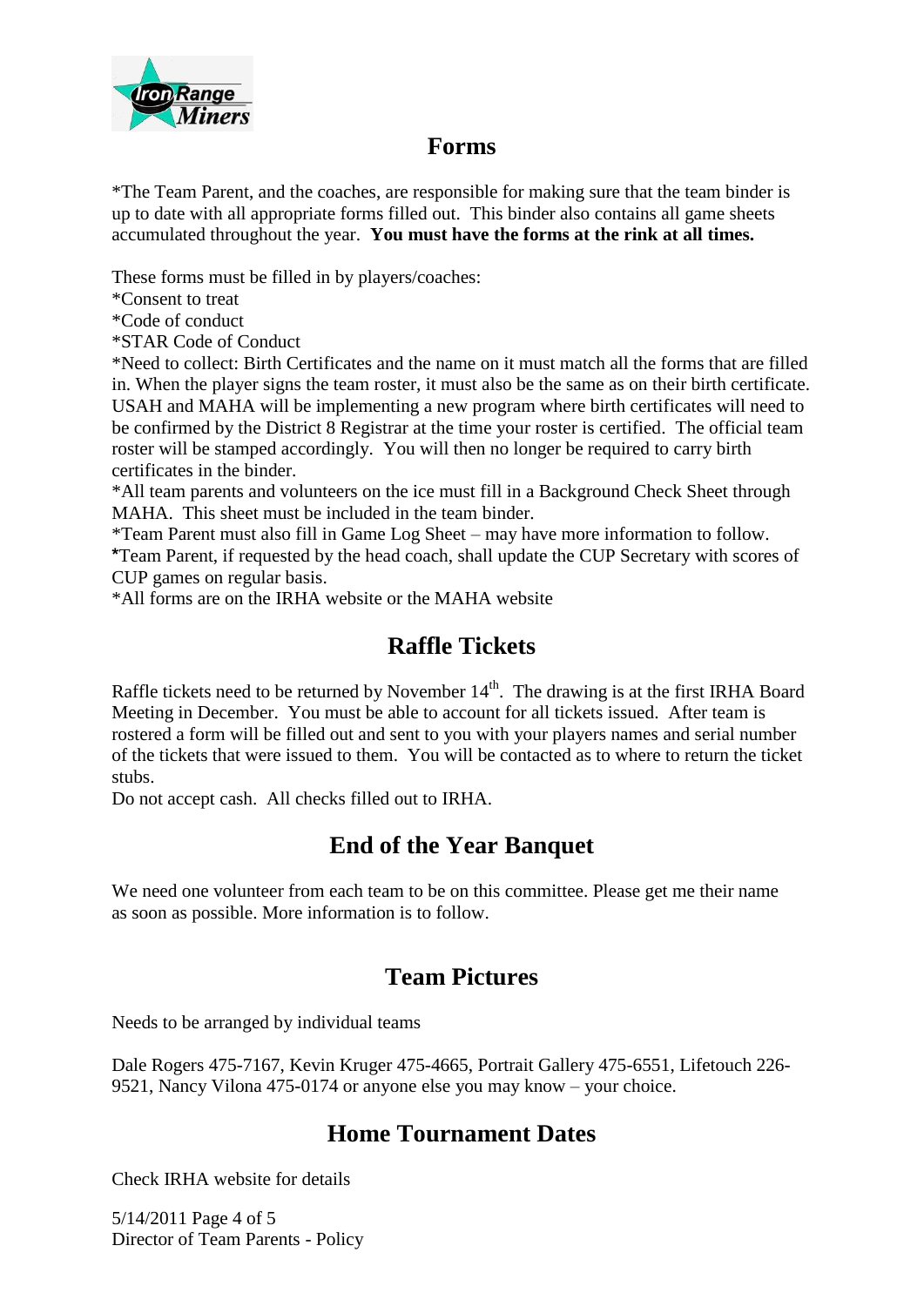## Forms

*The Team Parent, and the coaches, are responsible for making sure that the team binder is up to date with all appropriate forms filled out. This binder also contains all game sheets accumulated throughout the year. **You must have the forms at the rink at all times.**

These forms must be filled in by players/coaches:

*Consent to treat

*Code of conduct

*STAR Code of Conduct

*Need to collect: Birth Certificates and the name on it must match all the forms that are filled in. When the player signs the team roster, it must also be the same as on their birth certificate. USAH and MAHA will be implementing a new program where birth certificates will need to be confirmed by the District 8 Registrar at the time your roster is certified. The official team roster will be stamped accordingly. You will then no longer be required to carry birth certificates in the binder.

*All team parents and volunteers on the ice must fill in a Background Check Sheet through MAHA. This sheet must be included in the team binder.

*Team Parent must also fill in Game Log Sheet – may have more information to follow.

*Team Parent, if requested by the head coach, shall update the CUP Secretary with scores of CUP games on regular basis.

*All forms are on the IRHA website or the MAHA website

## Raffle Tickets

Raffle tickets need to be returned by November 14th. The drawing is at the first IRHA Board Meeting in December. You must be able to account for all tickets issued. After team is rostered a form will be filled out and sent to you with your players names and serial number of the tickets that were issued to them. You will be contacted as to where to return the ticket stubs.

Do not accept cash. All checks filled out to IRHA.

## End of the Year Banquet

We need one volunteer from each team to be on this committee. Please get me their name as soon as possible. More information is to follow.

## Team Pictures

Needs to be arranged by individual teams

Dale Rogers 475-7167, Kevin Kruger 475-4665, Portrait Gallery 475-6551, Lifetouch 226-9521, Nancy Vilona 475-0174 or anyone else you may know – your choice.

## Home Tournament Dates

Check IRHA website for details

5/14/2011

Director of Team Parents - Policy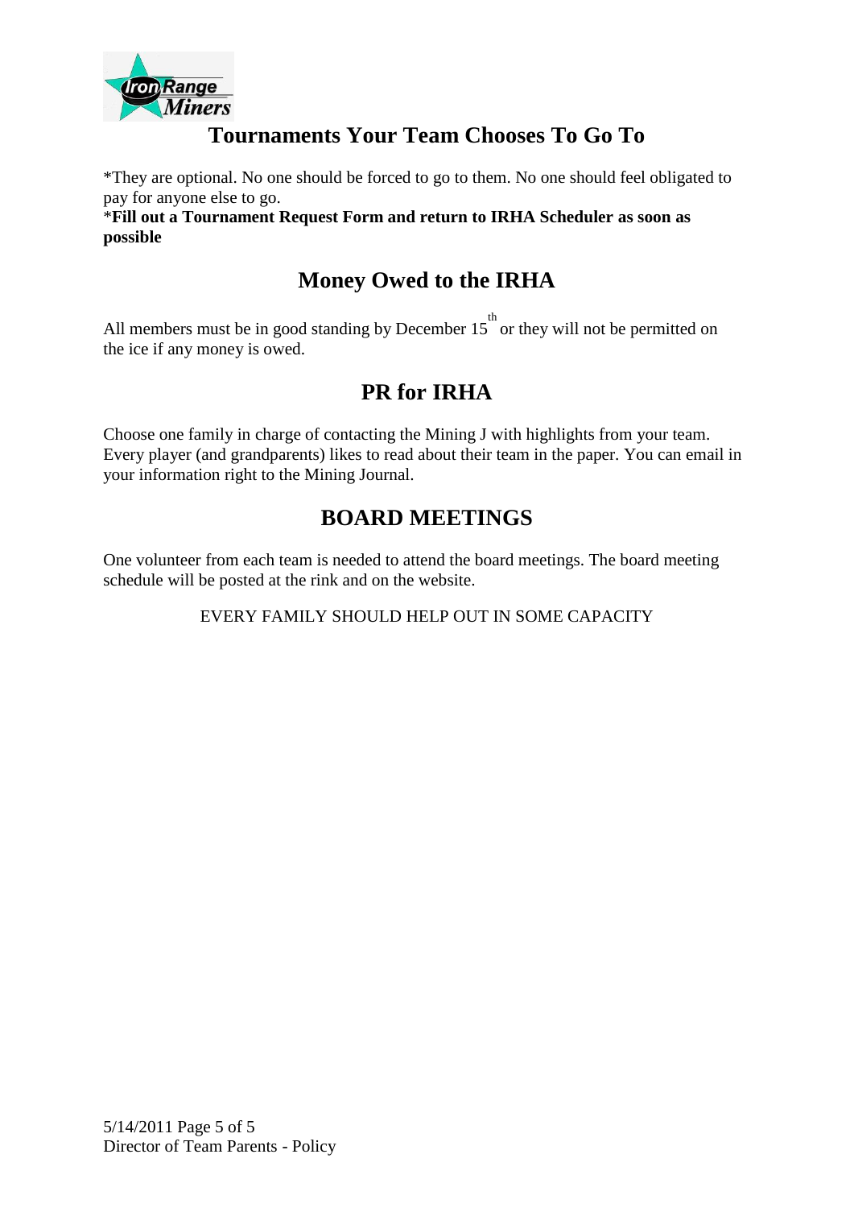## Tournaments Your Team Chooses To Go To

*They are optional. No one should be forced to go to them. No one should feel obligated to pay for anyone else to go.
***Fill out a Tournament Request Form and return to IRHA Scheduler as soon as possible**

## Money Owed to the IRHA

All members must be in good standing by December 15th or they will not be permitted on the ice if any money is owed.

## PR for IRHA

Choose one family in charge of contacting the Mining J with highlights from your team. Every player (and grandparents) likes to read about their team in the paper. You can email in your information right to the Mining Journal.

## BOARD MEETINGS

One volunteer from each team is needed to attend the board meetings. The board meeting schedule will be posted at the rink and on the website.

EVERY FAMILY SHOULD HELP OUT IN SOME CAPACITY